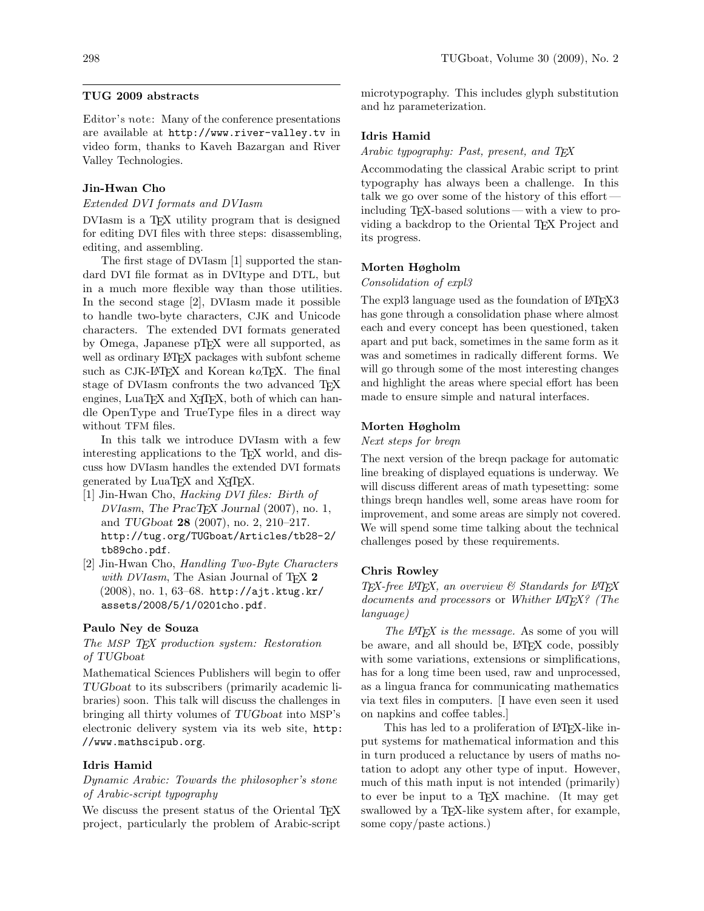## TUG 2009 abstracts

*Editor's note:* Many of the conference presentations are available at http://www.river-valley.tv in video form, thanks to Kaveh Bazargan and River Valley Technologies.

### Jin-Hwan Cho

*Extended DVI formats and DVIasm*

DVIasm is a TeX utility program that is designed for editing DVI files with three steps: disassembling, editing, and assembling.

The first stage of DVIasm [1] supported the standard DVI file format as in DVItype and DTL, but in a much more flexible way than those utilities. In the second stage [2], DVIasm made it possible to handle two-byte characters, CJK and Unicode characters. The extended DVI formats generated by Omega, Japanese pTeX were all supported, as well as ordinary LaTeX packages with subfont scheme such as CJK-LaTeX and Korean ko.TeX. The final stage of DVIasm confronts the two advanced TeX engines, LuaTeX and XeTeX, both of which can handle OpenType and TrueType files in a direct way without TFM files.

In this talk we introduce DVIasm with a few interesting applications to the TeX world, and discuss how DVIasm handles the extended DVI formats generated by LuaTeX and XeTeX.

[1] Jin-Hwan Cho, *Hacking DVI files: Birth of DVIasm*, The PracTeX Journal (2007), no. 1, and *TUGboat* **28** (2007), no. 2, 210–217. http://tug.org/TUGboat/Articles/tb28-2/tb89cho.pdf.

[2] Jin-Hwan Cho, *Handling Two-Byte Characters with DVIasm*, The Asian Journal of TeX **2** (2008), no. 1, 63–68. http://ajt.ktug.kr/assets/2008/5/1/0201cho.pdf.

### Paulo Ney de Souza

*The MSP TeX production system: Restoration of TUGboat*

Mathematical Sciences Publishers will begin to offer *TUGboat* to its subscribers (primarily academic libraries) soon. This talk will discuss the challenges in bringing all thirty volumes of *TUGboat* into MSP's electronic delivery system via its web site, http://www.mathscipub.org.

### Idris Hamid

*Dynamic Arabic: Towards the philosopher's stone of Arabic-script typography*

We discuss the present status of the Oriental TeX project, particularly the problem of Arabic-script microtypography. This includes glyph substitution and hz parameterization.

### Idris Hamid

*Arabic typography: Past, present, and TeX*

Accommodating the classical Arabic script to print typography has always been a challenge. In this talk we go over some of the history of this effort — including TeX-based solutions — with a view to providing a backdrop to the Oriental TeX Project and its progress.

### Morten Høgholm

*Consolidation of expl3*

The expl3 language used as the foundation of LaTeX3 has gone through a consolidation phase where almost each and every concept has been questioned, taken apart and put back, sometimes in the same form as it was and sometimes in radically different forms. We will go through some of the most interesting changes and highlight the areas where special effort has been made to ensure simple and natural interfaces.

### Morten Høgholm

*Next steps for breqn*

The next version of the breqn package for automatic line breaking of displayed equations is underway. We will discuss different areas of math typesetting: some things breqn handles well, some areas have room for improvement, and some areas are simply not covered. We will spend some time talking about the technical challenges posed by these requirements.

### Chris Rowley

*TeX-free LaTeX, an overview & Standards for LaTeX documents and processors* or *Whither LaTeX? (The language)*

*The LaTeX is the message.* As some of you will be aware, and all should be, LaTeX code, possibly with some variations, extensions or simplifications, has for a long time been used, raw and unprocessed, as a lingua franca for communicating mathematics via text files in computers. [I have even seen it used on napkins and coffee tables.]

This has led to a proliferation of LaTeX-like input systems for mathematical information and this in turn produced a reluctance by users of maths notation to adopt any other type of input. However, much of this math input is not intended (primarily) to ever be input to a TeX machine. (It may get swallowed by a TeX-like system after, for example, some copy/paste actions.)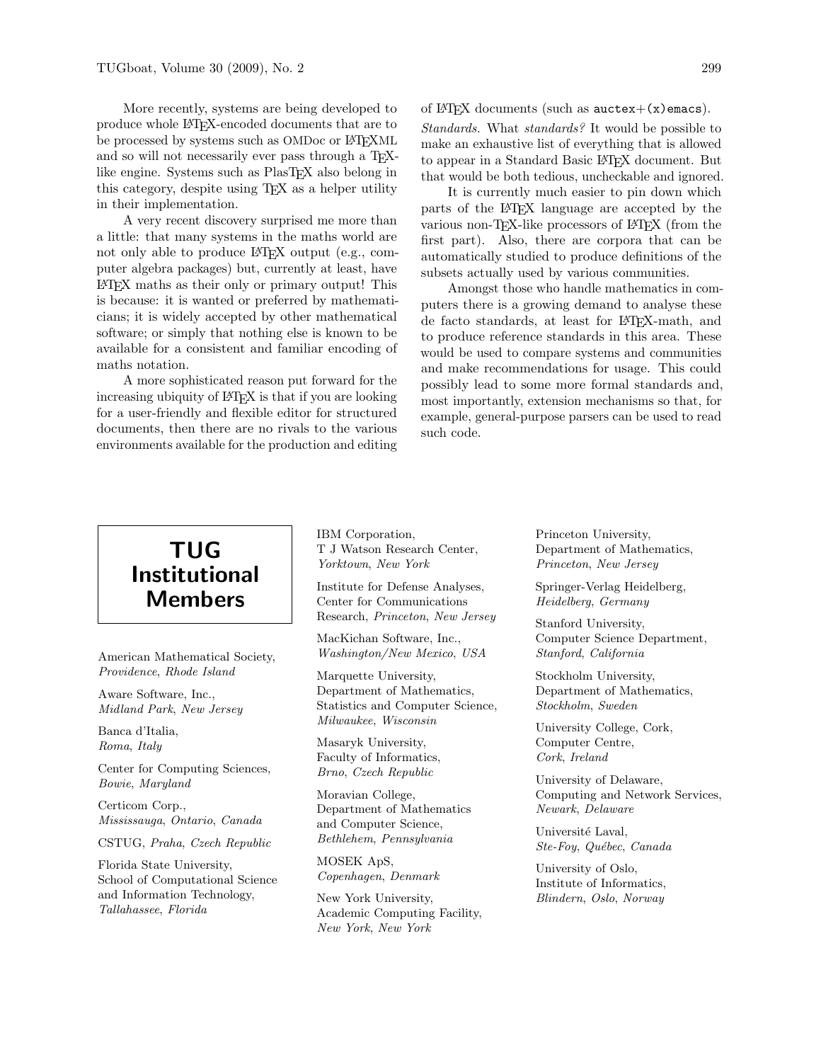More recently, systems are being developed to produce whole LaTeX-encoded documents that are to be processed by systems such as OMDoc or LaTeXML and so will not necessarily ever pass through a TeX-like engine. Systems such as PlasTeX also belong in this category, despite using TeX as a helper utility in their implementation.

A very recent discovery surprised me more than a little: that many systems in the maths world are not only able to produce LaTeX output (e.g., computer algebra packages) but, currently at least, have LaTeX maths as their only or primary output! This is because: it is wanted or preferred by mathematicians; it is widely accepted by other mathematical software; or simply that nothing else is known to be available for a consistent and familiar encoding of maths notation.

A more sophisticated reason put forward for the increasing ubiquity of LaTeX is that if you are looking for a user-friendly and flexible editor for structured documents, then there are no rivals to the various environments available for the production and editing of LaTeX documents (such as `auctex+(x)emacs`).

*Standards.* What *standards?* It would be possible to make an exhaustive list of everything that is allowed to appear in a Standard Basic LaTeX document. But that would be both tedious, uncheckable and ignored.

It is currently much easier to pin down which parts of the LaTeX language are accepted by the various non-TeX-like processors of LaTeX (from the first part). Also, there are corpora that can be automatically studied to produce definitions of the subsets actually used by various communities.

Amongst those who handle mathematics in computers there is a growing demand to analyse these de facto standards, at least for LaTeX-math, and to produce reference standards in this area. These would be used to compare systems and communities and make recommendations for usage. This could possibly lead to some more formal standards and, most importantly, extension mechanisms so that, for example, general-purpose parsers can be used to read such code.

# TUG Institutional Members

American Mathematical Society, *Providence*, *Rhode Island*

Aware Software, Inc., *Midland Park*, *New Jersey*

Banca d'Italia, *Roma*, *Italy*

Center for Computing Sciences, *Bowie*, *Maryland*

Certicom Corp., *Mississauga*, *Ontario*, *Canada*

CSTUG, *Praha*, *Czech Republic*

Florida State University, School of Computational Science and Information Technology, *Tallahassee*, *Florida*

IBM Corporation, T J Watson Research Center, *Yorktown*, *New York*

Institute for Defense Analyses, Center for Communications Research, *Princeton*, *New Jersey*

MacKichan Software, Inc., *Washington/New Mexico*, *USA*

Marquette University, Department of Mathematics, Statistics and Computer Science, *Milwaukee*, *Wisconsin*

Masaryk University, Faculty of Informatics, *Brno*, *Czech Republic*

Moravian College, Department of Mathematics and Computer Science, *Bethlehem*, *Pennsylvania*

MOSEK ApS, *Copenhagen*, *Denmark*

New York University, Academic Computing Facility, *New York*, *New York*

Princeton University, Department of Mathematics, *Princeton*, *New Jersey*

Springer-Verlag Heidelberg, *Heidelberg*, *Germany*

Stanford University, Computer Science Department, *Stanford*, *California*

Stockholm University, Department of Mathematics, *Stockholm*, *Sweden*

University College, Cork, Computer Centre, *Cork*, *Ireland*

University of Delaware, Computing and Network Services, *Newark*, *Delaware*

Université Laval, *Ste-Foy*, *Québec*, *Canada*

University of Oslo, Institute of Informatics, *Blindern*, *Oslo*, *Norway*